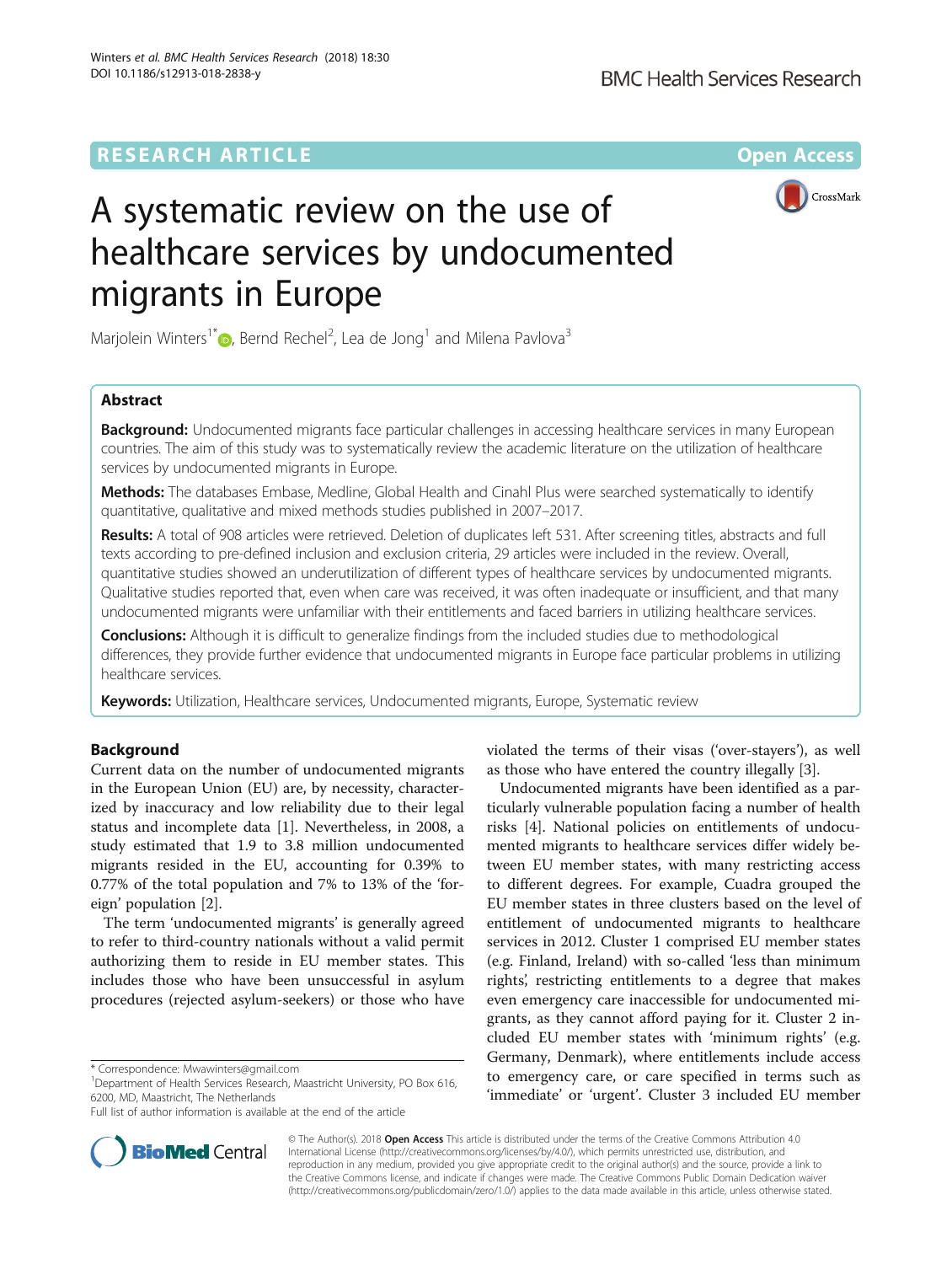RESEARCH ARTICLE

Open Access

# A systematic review on the use of healthcare services by undocumented migrants in Europe

Marjolein Winters[1*], Bernd Rechel[2], Lea de Jong[1] and Milena Pavlova[3]

## Abstract

**Background:** Undocumented migrants face particular challenges in accessing healthcare services in many European countries. The aim of this study was to systematically review the academic literature on the utilization of healthcare services by undocumented migrants in Europe.

**Methods:** The databases Embase, Medline, Global Health and Cinahl Plus were searched systematically to identify quantitative, qualitative and mixed methods studies published in 2007–2017.

**Results:** A total of 908 articles were retrieved. Deletion of duplicates left 531. After screening titles, abstracts and full texts according to pre-defined inclusion and exclusion criteria, 29 articles were included in the review. Overall, quantitative studies showed an underutilization of different types of healthcare services by undocumented migrants. Qualitative studies reported that, even when care was received, it was often inadequate or insufficient, and that many undocumented migrants were unfamiliar with their entitlements and faced barriers in utilizing healthcare services.

**Conclusions:** Although it is difficult to generalize findings from the included studies due to methodological differences, they provide further evidence that undocumented migrants in Europe face particular problems in utilizing healthcare services.

**Keywords:** Utilization, Healthcare services, Undocumented migrants, Europe, Systematic review

## Background

Current data on the number of undocumented migrants in the European Union (EU) are, by necessity, characterized by inaccuracy and low reliability due to their legal status and incomplete data [1]. Nevertheless, in 2008, a study estimated that 1.9 to 3.8 million undocumented migrants resided in the EU, accounting for 0.39% to 0.77% of the total population and 7% to 13% of the 'foreign' population [2].

The term 'undocumented migrants' is generally agreed to refer to third-country nationals without a valid permit authorizing them to reside in EU member states. This includes those who have been unsuccessful in asylum procedures (rejected asylum-seekers) or those who have violated the terms of their visas ('over-stayers'), as well as those who have entered the country illegally [3].

Undocumented migrants have been identified as a particularly vulnerable population facing a number of health risks [4]. National policies on entitlements of undocumented migrants to healthcare services differ widely between EU member states, with many restricting access to different degrees. For example, Cuadra grouped the EU member states in three clusters based on the level of entitlement of undocumented migrants to healthcare services in 2012. Cluster 1 comprised EU member states (e.g. Finland, Ireland) with so-called 'less than minimum rights', restricting entitlements to a degree that makes even emergency care inaccessible for undocumented migrants, as they cannot afford paying for it. Cluster 2 included EU member states with 'minimum rights' (e.g. Germany, Denmark), where entitlements include access to emergency care, or care specified in terms such as 'immediate' or 'urgent'. Cluster 3 included EU member

\* Correspondence: Mwawinters@gmail.com
[1]Department of Health Services Research, Maastricht University, PO Box 616, 6200, MD, Maastricht, The Netherlands
Full list of author information is available at the end of the article

© The Author(s). 2018 **Open Access** This article is distributed under the terms of the Creative Commons Attribution 4.0 International License (http://creativecommons.org/licenses/by/4.0/), which permits unrestricted use, distribution, and reproduction in any medium, provided you give appropriate credit to the original author(s) and the source, provide a link to the Creative Commons license, and indicate if changes were made. The Creative Commons Public Domain Dedication waiver (http://creativecommons.org/publicdomain/zero/1.0/) applies to the data made available in this article, unless otherwise stated.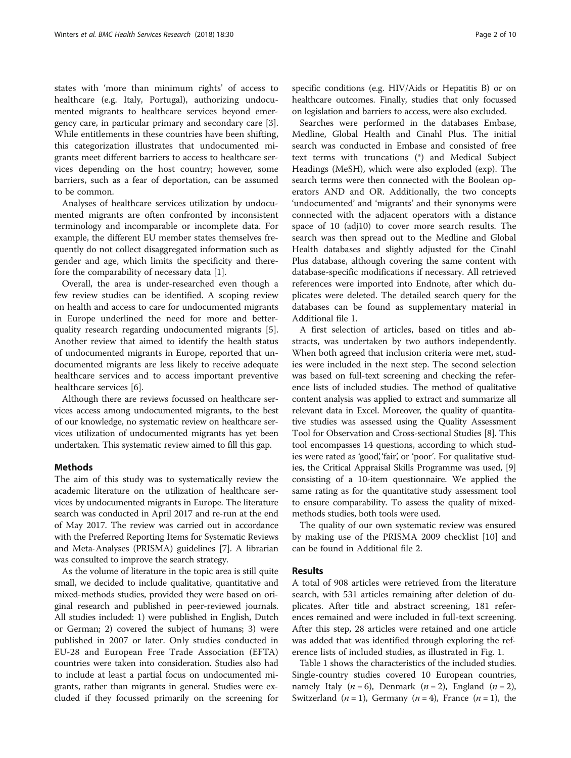states with 'more than minimum rights' of access to healthcare (e.g. Italy, Portugal), authorizing undocumented migrants to healthcare services beyond emergency care, in particular primary and secondary care [3]. While entitlements in these countries have been shifting, this categorization illustrates that undocumented migrants meet different barriers to access to healthcare services depending on the host country; however, some barriers, such as a fear of deportation, can be assumed to be common.

Analyses of healthcare services utilization by undocumented migrants are often confronted by inconsistent terminology and incomparable or incomplete data. For example, the different EU member states themselves frequently do not collect disaggregated information such as gender and age, which limits the specificity and therefore the comparability of necessary data [1].

Overall, the area is under-researched even though a few review studies can be identified. A scoping review on health and access to care for undocumented migrants in Europe underlined the need for more and better-quality research regarding undocumented migrants [5]. Another review that aimed to identify the health status of undocumented migrants in Europe, reported that undocumented migrants are less likely to receive adequate healthcare services and to access important preventive healthcare services [6].

Although there are reviews focussed on healthcare services access among undocumented migrants, to the best of our knowledge, no systematic review on healthcare services utilization of undocumented migrants has yet been undertaken. This systematic review aimed to fill this gap.

## Methods

The aim of this study was to systematically review the academic literature on the utilization of healthcare services by undocumented migrants in Europe. The literature search was conducted in April 2017 and re-run at the end of May 2017. The review was carried out in accordance with the Preferred Reporting Items for Systematic Reviews and Meta-Analyses (PRISMA) guidelines [7]. A librarian was consulted to improve the search strategy.

As the volume of literature in the topic area is still quite small, we decided to include qualitative, quantitative and mixed-methods studies, provided they were based on original research and published in peer-reviewed journals. All studies included: 1) were published in English, Dutch or German; 2) covered the subject of humans; 3) were published in 2007 or later. Only studies conducted in EU-28 and European Free Trade Association (EFTA) countries were taken into consideration. Studies also had to include at least a partial focus on undocumented migrants, rather than migrants in general. Studies were excluded if they focussed primarily on the screening for specific conditions (e.g. HIV/Aids or Hepatitis B) or on healthcare outcomes. Finally, studies that only focussed on legislation and barriers to access, were also excluded.

Searches were performed in the databases Embase, Medline, Global Health and Cinahl Plus. The initial search was conducted in Embase and consisted of free text terms with truncations (*) and Medical Subject Headings (MeSH), which were also exploded (exp). The search terms were then connected with the Boolean operators AND and OR. Additionally, the two concepts 'undocumented' and 'migrants' and their synonyms were connected with the adjacent operators with a distance space of 10 (adj10) to cover more search results. The search was then spread out to the Medline and Global Health databases and slightly adjusted for the Cinahl Plus database, although covering the same content with database-specific modifications if necessary. All retrieved references were imported into Endnote, after which duplicates were deleted. The detailed search query for the databases can be found as supplementary material in Additional file 1.

A first selection of articles, based on titles and abstracts, was undertaken by two authors independently. When both agreed that inclusion criteria were met, studies were included in the next step. The second selection was based on full-text screening and checking the reference lists of included studies. The method of qualitative content analysis was applied to extract and summarize all relevant data in Excel. Moreover, the quality of quantitative studies was assessed using the Quality Assessment Tool for Observation and Cross-sectional Studies [8]. This tool encompasses 14 questions, according to which studies were rated as 'good', 'fair', or 'poor'. For qualitative studies, the Critical Appraisal Skills Programme was used, [9] consisting of a 10-item questionnaire. We applied the same rating as for the quantitative study assessment tool to ensure comparability. To assess the quality of mixed-methods studies, both tools were used.

The quality of our own systematic review was ensured by making use of the PRISMA 2009 checklist [10] and can be found in Additional file 2.

## Results

A total of 908 articles were retrieved from the literature search, with 531 articles remaining after deletion of duplicates. After title and abstract screening, 181 references remained and were included in full-text screening. After this step, 28 articles were retained and one article was added that was identified through exploring the reference lists of included studies, as illustrated in Fig. 1.

Table 1 shows the characteristics of the included studies. Single-country studies covered 10 European countries, namely Italy ($n = 6$), Denmark ($n = 2$), England ($n = 2$), Switzerland ($n = 1$), Germany ($n = 4$), France ($n = 1$), the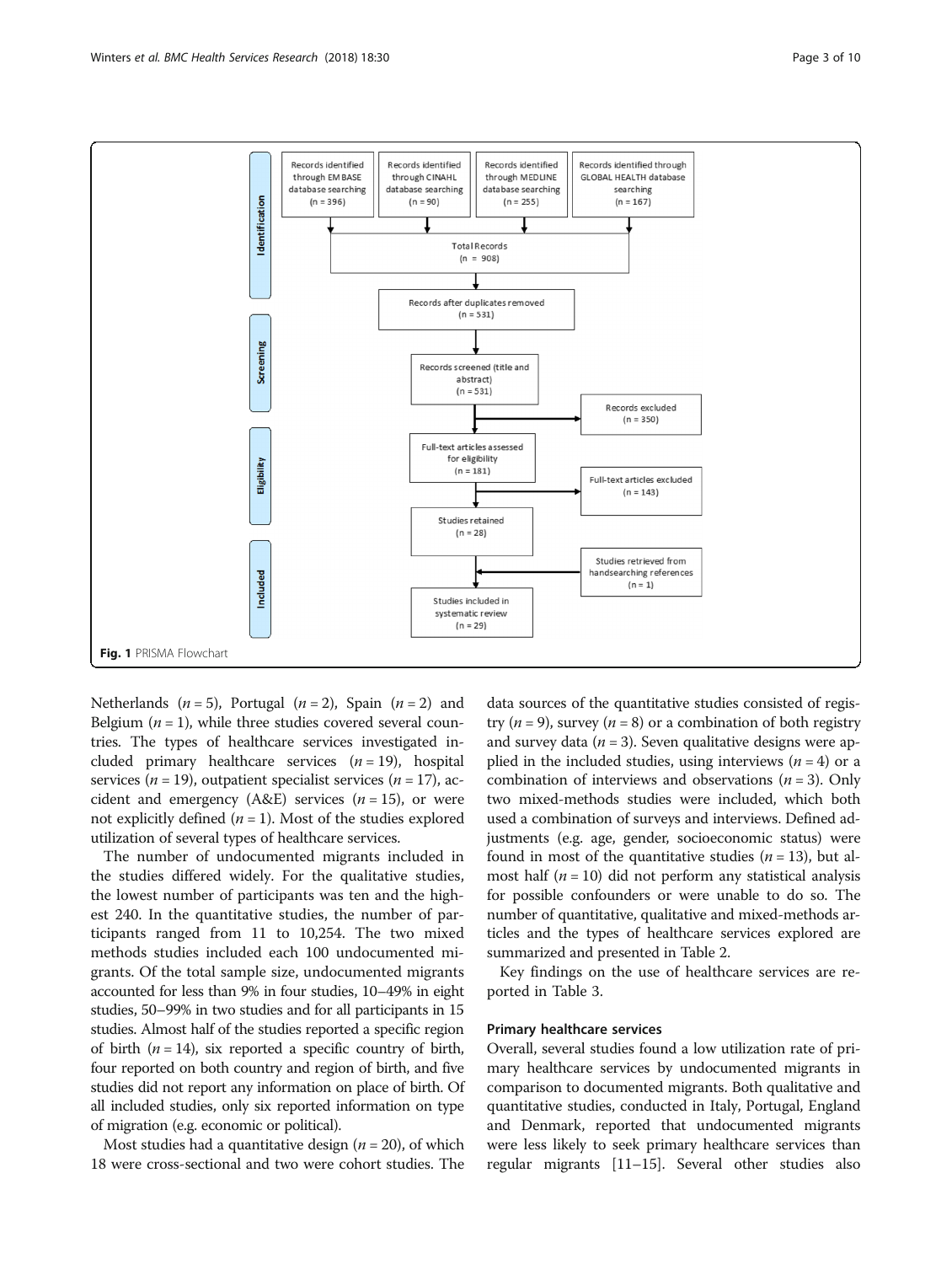Identification

Records identified through EMBASE database searching (n = 396)

Records identified through CINAHL database searching (n = 90)

Records identified through MEDLINE database searching (n = 255)

Records identified through GLOBAL HEALTH database searching (n = 167)

Total Records (n = 908)

Records after duplicates removed (n = 531)

Screening

Records screened (title and abstract) (n = 531)

Records excluded (n = 350)

Eligibility

Full-text articles assessed for eligibility (n = 181)

Full-text articles excluded (n = 143)

Studies retained (n = 28)

Included

Studies retrieved from handsearching references (n = 1)

Studies included in systematic review (n = 29)

**Fig. 1** PRISMA Flowchart

Netherlands (*n* = 5), Portugal (*n* = 2), Spain (*n* = 2) and Belgium (*n* = 1), while three studies covered several countries. The types of healthcare services investigated included primary healthcare services (*n* = 19), hospital services (*n* = 19), outpatient specialist services (*n* = 17), accident and emergency (A&E) services (*n* = 15), or were not explicitly defined (*n* = 1). Most of the studies explored utilization of several types of healthcare services.

The number of undocumented migrants included in the studies differed widely. For the qualitative studies, the lowest number of participants was ten and the highest 240. In the quantitative studies, the number of participants ranged from 11 to 10,254. The two mixed methods studies included each 100 undocumented migrants. Of the total sample size, undocumented migrants accounted for less than 9% in four studies, 10–49% in eight studies, 50–99% in two studies and for all participants in 15 studies. Almost half of the studies reported a specific region of birth (*n* = 14), six reported a specific country of birth, four reported on both country and region of birth, and five studies did not report any information on place of birth. Of all included studies, only six reported information on type of migration (e.g. economic or political).

Most studies had a quantitative design (*n* = 20), of which 18 were cross-sectional and two were cohort studies. The data sources of the quantitative studies consisted of registry (*n* = 9), survey (*n* = 8) or a combination of both registry and survey data (*n* = 3). Seven qualitative designs were applied in the included studies, using interviews (*n* = 4) or a combination of interviews and observations (*n* = 3). Only two mixed-methods studies were included, which both used a combination of surveys and interviews. Defined adjustments (e.g. age, gender, socioeconomic status) were found in most of the quantitative studies (*n* = 13), but almost half (*n* = 10) did not perform any statistical analysis for possible confounders or were unable to do so. The number of quantitative, qualitative and mixed-methods articles and the types of healthcare services explored are summarized and presented in Table 2.

Key findings on the use of healthcare services are reported in Table 3.

### Primary healthcare services

Overall, several studies found a low utilization rate of primary healthcare services by undocumented migrants in comparison to documented migrants. Both qualitative and quantitative studies, conducted in Italy, Portugal, England and Denmark, reported that undocumented migrants were less likely to seek primary healthcare services than regular migrants [11–15]. Several other studies also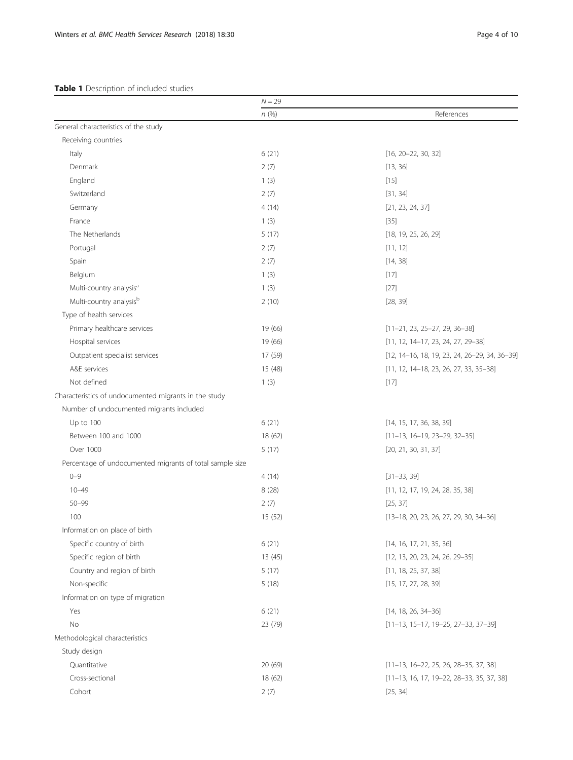**Table 1** Description of included studies

| | $N = 29$ | |
|---|---|---|
| | *n* (%) | References |
| General characteristics of the study | | |
| Receiving countries | | |
| Italy | 6 (21) | [16, 20–22, 30, 32] |
| Denmark | 2 (7) | [13, 36] |
| England | 1 (3) | [15] |
| Switzerland | 2 (7) | [31, 34] |
| Germany | 4 (14) | [21, 23, 24, 37] |
| France | 1 (3) | [35] |
| The Netherlands | 5 (17) | [18, 19, 25, 26, 29] |
| Portugal | 2 (7) | [11, 12] |
| Spain | 2 (7) | [14, 38] |
| Belgium | 1 (3) | [17] |
| Multi-country analysis[a] | 1 (3) | [27] |
| Multi-country analysis[b] | 2 (10) | [28, 39] |
| Type of health services | | |
| Primary healthcare services | 19 (66) | [11–21, 23, 25–27, 29, 36–38] |
| Hospital services | 19 (66) | [11, 12, 14–17, 23, 24, 27, 29–38] |
| Outpatient specialist services | 17 (59) | [12, 14–16, 18, 19, 23, 24, 26–29, 34, 36–39] |
| A&E services | 15 (48) | [11, 12, 14–18, 23, 26, 27, 33, 35–38] |
| Not defined | 1 (3) | [17] |
| Characteristics of undocumented migrants in the study | | |
| Number of undocumented migrants included | | |
| Up to 100 | 6 (21) | [14, 15, 17, 36, 38, 39] |
| Between 100 and 1000 | 18 (62) | [11–13, 16–19, 23–29, 32–35] |
| Over 1000 | 5 (17) | [20, 21, 30, 31, 37] |
| Percentage of undocumented migrants of total sample size | | |
| 0–9 | 4 (14) | [31–33, 39] |
| 10–49 | 8 (28) | [11, 12, 17, 19, 24, 28, 35, 38] |
| 50–99 | 2 (7) | [25, 37] |
| 100 | 15 (52) | [13–18, 20, 23, 26, 27, 29, 30, 34–36] |
| Information on place of birth | | |
| Specific country of birth | 6 (21) | [14, 16, 17, 21, 35, 36] |
| Specific region of birth | 13 (45) | [12, 13, 20, 23, 24, 26, 29–35] |
| Country and region of birth | 5 (17) | [11, 18, 25, 37, 38] |
| Non-specific | 5 (18) | [15, 17, 27, 28, 39] |
| Information on type of migration | | |
| Yes | 6 (21) | [14, 18, 26, 34–36] |
| No | 23 (79) | [11–13, 15–17, 19–25, 27–33, 37–39] |
| Methodological characteristics | | |
| Study design | | |
| Quantitative | 20 (69) | [11–13, 16–22, 25, 26, 28–35, 37, 38] |
| Cross-sectional | 18 (62) | [11–13, 16, 17, 19–22, 28–33, 35, 37, 38] |
| Cohort | 2 (7) | [25, 34] |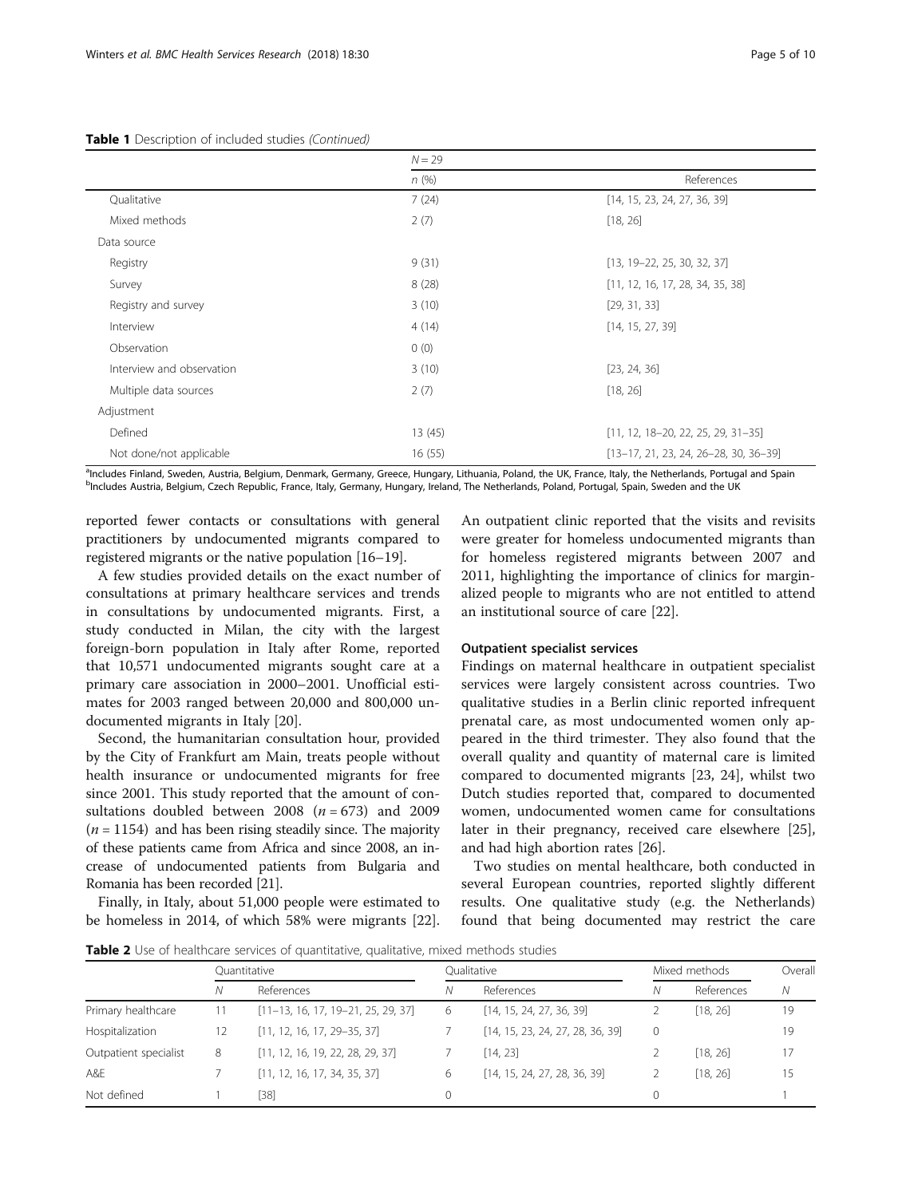**Table 1** Description of included studies *(Continued)*

| | $N = 29$ | |
|---|---|---|
| | n (%) | References |
| Qualitative | 7 (24) | [14, 15, 23, 24, 27, 36, 39] |
| Mixed methods | 2 (7) | [18, 26] |
| Data source | | |
| Registry | 9 (31) | [13, 19–22, 25, 30, 32, 37] |
| Survey | 8 (28) | [11, 12, 16, 17, 28, 34, 35, 38] |
| Registry and survey | 3 (10) | [29, 31, 33] |
| Interview | 4 (14) | [14, 15, 27, 39] |
| Observation | 0 (0) | |
| Interview and observation | 3 (10) | [23, 24, 36] |
| Multiple data sources | 2 (7) | [18, 26] |
| Adjustment | | |
| Defined | 13 (45) | [11, 12, 18–20, 22, 25, 29, 31–35] |
| Not done/not applicable | 16 (55) | [13–17, 21, 23, 24, 26–28, 30, 36–39] |

[a]Includes Finland, Sweden, Austria, Belgium, Denmark, Germany, Greece, Hungary, Lithuania, Poland, the UK, France, Italy, the Netherlands, Portugal and Spain
[b]Includes Austria, Belgium, Czech Republic, France, Italy, Germany, Hungary, Ireland, The Netherlands, Poland, Portugal, Spain, Sweden and the UK

reported fewer contacts or consultations with general practitioners by undocumented migrants compared to registered migrants or the native population [16–19].

A few studies provided details on the exact number of consultations at primary healthcare services and trends in consultations by undocumented migrants. First, a study conducted in Milan, the city with the largest foreign-born population in Italy after Rome, reported that 10,571 undocumented migrants sought care at a primary care association in 2000–2001. Unofficial estimates for 2003 ranged between 20,000 and 800,000 undocumented migrants in Italy [20].

Second, the humanitarian consultation hour, provided by the City of Frankfurt am Main, treats people without health insurance or undocumented migrants for free since 2001. This study reported that the amount of consultations doubled between 2008 ($n = 673$) and 2009 ($n = 1154$) and has been rising steadily since. The majority of these patients came from Africa and since 2008, an increase of undocumented patients from Bulgaria and Romania has been recorded [21].

Finally, in Italy, about 51,000 people were estimated to be homeless in 2014, of which 58% were migrants [22]. An outpatient clinic reported that the visits and revisits were greater for homeless undocumented migrants than for homeless registered migrants between 2007 and 2011, highlighting the importance of clinics for marginalized people to migrants who are not entitled to attend an institutional source of care [22].

### Outpatient specialist services

Findings on maternal healthcare in outpatient specialist services were largely consistent across countries. Two qualitative studies in a Berlin clinic reported infrequent prenatal care, as most undocumented women only appeared in the third trimester. They also found that the overall quality and quantity of maternal care is limited compared to documented migrants [23, 24], whilst two Dutch studies reported that, compared to documented women, undocumented women came for consultations later in their pregnancy, received care elsewhere [25], and had high abortion rates [26].

Two studies on mental healthcare, both conducted in several European countries, reported slightly different results. One qualitative study (e.g. the Netherlands) found that being documented may restrict the care

**Table 2** Use of healthcare services of quantitative, qualitative, mixed methods studies

| | Quantitative | | Qualitative | | Mixed methods | | Overall |
|---|---|---|---|---|---|---|---|
| | N | References | N | References | N | References | N |
| Primary healthcare | 11 | [11–13, 16, 17, 19–21, 25, 29, 37] | 6 | [14, 15, 24, 27, 36, 39] | 2 | [18, 26] | 19 |
| Hospitalization | 12 | [11, 12, 16, 17, 29–35, 37] | 7 | [14, 15, 23, 24, 27, 28, 36, 39] | 0 | | 19 |
| Outpatient specialist | 8 | [11, 12, 16, 19, 22, 28, 29, 37] | 7 | [14, 23] | 2 | [18, 26] | 17 |
| A&E | 7 | [11, 12, 16, 17, 34, 35, 37] | 6 | [14, 15, 24, 27, 28, 36, 39] | 2 | [18, 26] | 15 |
| Not defined | 1 | [38] | 0 | | 0 | | 1 |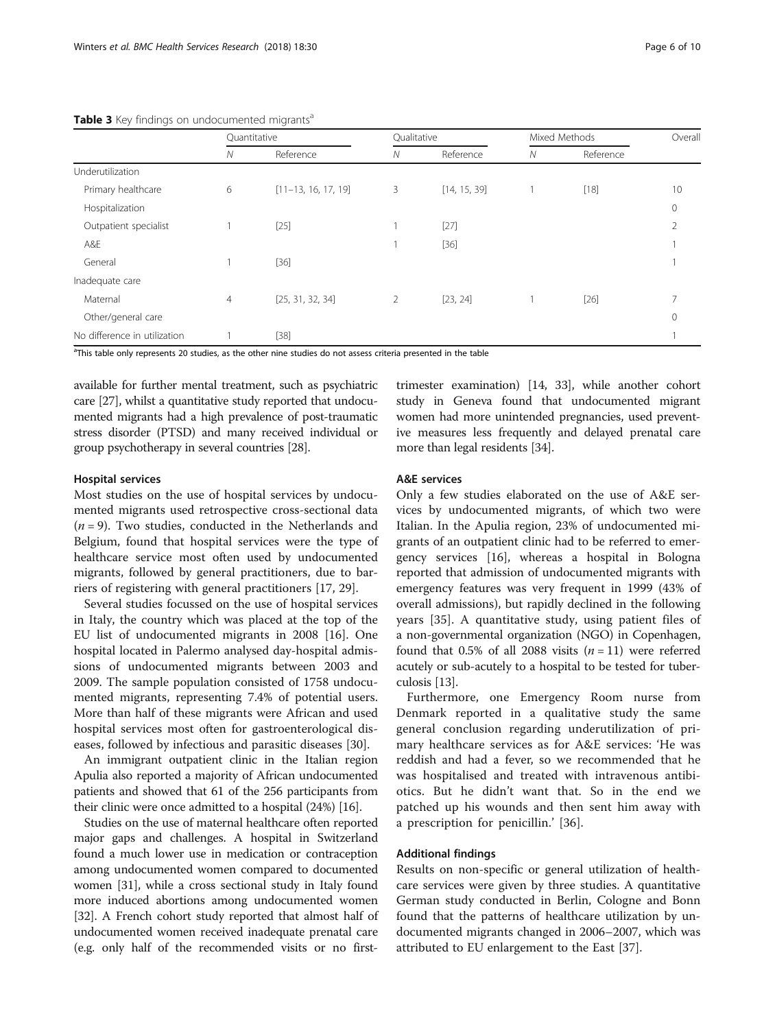**Table 3** Key findings on undocumented migrants[a]

| | Quantitative | | Qualitative | | Mixed Methods | | Overall |
|---|---|---|---|---|---|---|---|
| | *N* | Reference | *N* | Reference | *N* | Reference | |
| Underutilization | | | | | | | |
| Primary healthcare | 6 | [11–13, 16, 17, 19] | 3 | [14, 15, 39] | 1 | [18] | 10 |
| Hospitalization | | | | | | | 0 |
| Outpatient specialist | 1 | [25] | 1 | [27] | | | 2 |
| A&E | | | 1 | [36] | | | 1 |
| General | 1 | [36] | | | | | 1 |
| Inadequate care | | | | | | | |
| Maternal | 4 | [25, 31, 32, 34] | 2 | [23, 24] | 1 | [26] | 7 |
| Other/general care | | | | | | | 0 |
| No difference in utilization | 1 | [38] | | | | | 1 |

[a]This table only represents 20 studies, as the other nine studies do not assess criteria presented in the table

available for further mental treatment, such as psychiatric care [27], whilst a quantitative study reported that undocumented migrants had a high prevalence of post-traumatic stress disorder (PTSD) and many received individual or group psychotherapy in several countries [28].

### Hospital services

Most studies on the use of hospital services by undocumented migrants used retrospective cross-sectional data ($n = 9$). Two studies, conducted in the Netherlands and Belgium, found that hospital services were the type of healthcare service most often used by undocumented migrants, followed by general practitioners, due to barriers of registering with general practitioners [17, 29].

Several studies focussed on the use of hospital services in Italy, the country which was placed at the top of the EU list of undocumented migrants in 2008 [16]. One hospital located in Palermo analysed day-hospital admissions of undocumented migrants between 2003 and 2009. The sample population consisted of 1758 undocumented migrants, representing 7.4% of potential users. More than half of these migrants were African and used hospital services most often for gastroenterological diseases, followed by infectious and parasitic diseases [30].

An immigrant outpatient clinic in the Italian region Apulia also reported a majority of African undocumented patients and showed that 61 of the 256 participants from their clinic were once admitted to a hospital (24%) [16].

Studies on the use of maternal healthcare often reported major gaps and challenges. A hospital in Switzerland found a much lower use in medication or contraception among undocumented women compared to documented women [31], while a cross sectional study in Italy found more induced abortions among undocumented women [32]. A French cohort study reported that almost half of undocumented women received inadequate prenatal care (e.g. only half of the recommended visits or no first-trimester examination) [14, 33], while another cohort study in Geneva found that undocumented migrant women had more unintended pregnancies, used preventive measures less frequently and delayed prenatal care more than legal residents [34].

### A&E services

Only a few studies elaborated on the use of A&E services by undocumented migrants, of which two were Italian. In the Apulia region, 23% of undocumented migrants of an outpatient clinic had to be referred to emergency services [16], whereas a hospital in Bologna reported that admission of undocumented migrants with emergency features was very frequent in 1999 (43% of overall admissions), but rapidly declined in the following years [35]. A quantitative study, using patient files of a non-governmental organization (NGO) in Copenhagen, found that 0.5% of all 2088 visits ($n = 11$) were referred acutely or sub-acutely to a hospital to be tested for tuberculosis [13].

Furthermore, one Emergency Room nurse from Denmark reported in a qualitative study the same general conclusion regarding underutilization of primary healthcare services as for A&E services: 'He was reddish and had a fever, so we recommended that he was hospitalised and treated with intravenous antibiotics. But he didn't want that. So in the end we patched up his wounds and then sent him away with a prescription for penicillin.' [36].

### Additional findings

Results on non-specific or general utilization of healthcare services were given by three studies. A quantitative German study conducted in Berlin, Cologne and Bonn found that the patterns of healthcare utilization by undocumented migrants changed in 2006–2007, which was attributed to EU enlargement to the East [37].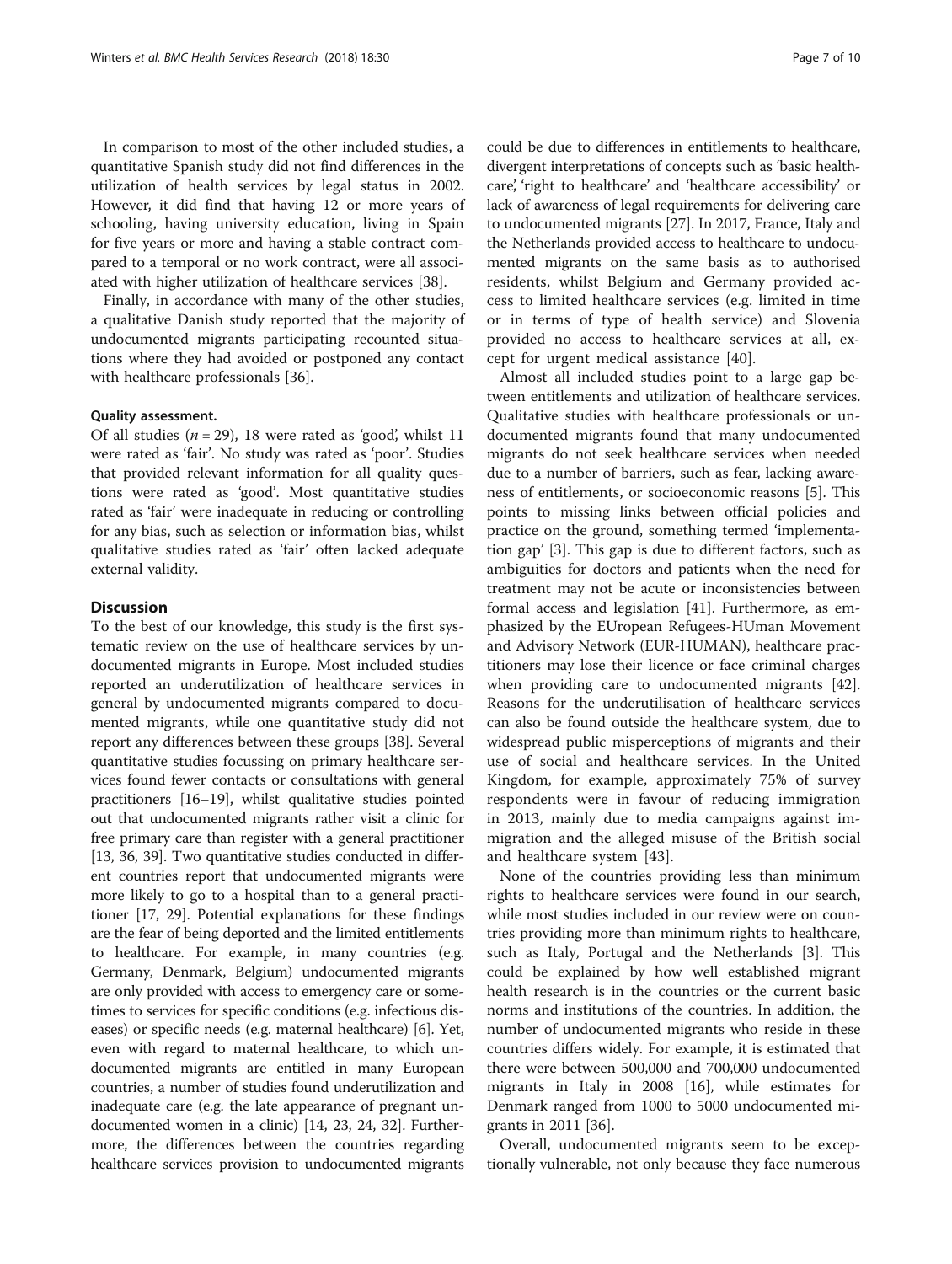In comparison to most of the other included studies, a quantitative Spanish study did not find differences in the utilization of health services by legal status in 2002. However, it did find that having 12 or more years of schooling, having university education, living in Spain for five years or more and having a stable contract compared to a temporal or no work contract, were all associated with higher utilization of healthcare services [38].

Finally, in accordance with many of the other studies, a qualitative Danish study reported that the majority of undocumented migrants participating recounted situations where they had avoided or postponed any contact with healthcare professionals [36].

#### Quality assessment.

Of all studies ($n = 29$), 18 were rated as 'good', whilst 11 were rated as 'fair'. No study was rated as 'poor'. Studies that provided relevant information for all quality questions were rated as 'good'. Most quantitative studies rated as 'fair' were inadequate in reducing or controlling for any bias, such as selection or information bias, whilst qualitative studies rated as 'fair' often lacked adequate external validity.

## Discussion

To the best of our knowledge, this study is the first systematic review on the use of healthcare services by undocumented migrants in Europe. Most included studies reported an underutilization of healthcare services in general by undocumented migrants compared to documented migrants, while one quantitative study did not report any differences between these groups [38]. Several quantitative studies focussing on primary healthcare services found fewer contacts or consultations with general practitioners [16–19], whilst qualitative studies pointed out that undocumented migrants rather visit a clinic for free primary care than register with a general practitioner [13, 36, 39]. Two quantitative studies conducted in different countries report that undocumented migrants were more likely to go to a hospital than to a general practitioner [17, 29]. Potential explanations for these findings are the fear of being deported and the limited entitlements to healthcare. For example, in many countries (e.g. Germany, Denmark, Belgium) undocumented migrants are only provided with access to emergency care or sometimes to services for specific conditions (e.g. infectious diseases) or specific needs (e.g. maternal healthcare) [6]. Yet, even with regard to maternal healthcare, to which undocumented migrants are entitled in many European countries, a number of studies found underutilization and inadequate care (e.g. the late appearance of pregnant undocumented women in a clinic) [14, 23, 24, 32]. Furthermore, the differences between the countries regarding healthcare services provision to undocumented migrants could be due to differences in entitlements to healthcare, divergent interpretations of concepts such as 'basic healthcare', 'right to healthcare' and 'healthcare accessibility' or lack of awareness of legal requirements for delivering care to undocumented migrants [27]. In 2017, France, Italy and the Netherlands provided access to healthcare to undocumented migrants on the same basis as to authorised residents, whilst Belgium and Germany provided access to limited healthcare services (e.g. limited in time or in terms of type of health service) and Slovenia provided no access to healthcare services at all, except for urgent medical assistance [40].

Almost all included studies point to a large gap between entitlements and utilization of healthcare services. Qualitative studies with healthcare professionals or undocumented migrants found that many undocumented migrants do not seek healthcare services when needed due to a number of barriers, such as fear, lacking awareness of entitlements, or socioeconomic reasons [5]. This points to missing links between official policies and practice on the ground, something termed 'implementation gap' [3]. This gap is due to different factors, such as ambiguities for doctors and patients when the need for treatment may not be acute or inconsistencies between formal access and legislation [41]. Furthermore, as emphasized by the EUropean Refugees-HUman Movement and Advisory Network (EUR-HUMAN), healthcare practitioners may lose their licence or face criminal charges when providing care to undocumented migrants [42]. Reasons for the underutilisation of healthcare services can also be found outside the healthcare system, due to widespread public misperceptions of migrants and their use of social and healthcare services. In the United Kingdom, for example, approximately 75% of survey respondents were in favour of reducing immigration in 2013, mainly due to media campaigns against immigration and the alleged misuse of the British social and healthcare system [43].

None of the countries providing less than minimum rights to healthcare services were found in our search, while most studies included in our review were on countries providing more than minimum rights to healthcare, such as Italy, Portugal and the Netherlands [3]. This could be explained by how well established migrant health research is in the countries or the current basic norms and institutions of the countries. In addition, the number of undocumented migrants who reside in these countries differs widely. For example, it is estimated that there were between 500,000 and 700,000 undocumented migrants in Italy in 2008 [16], while estimates for Denmark ranged from 1000 to 5000 undocumented migrants in 2011 [36].

Overall, undocumented migrants seem to be exceptionally vulnerable, not only because they face numerous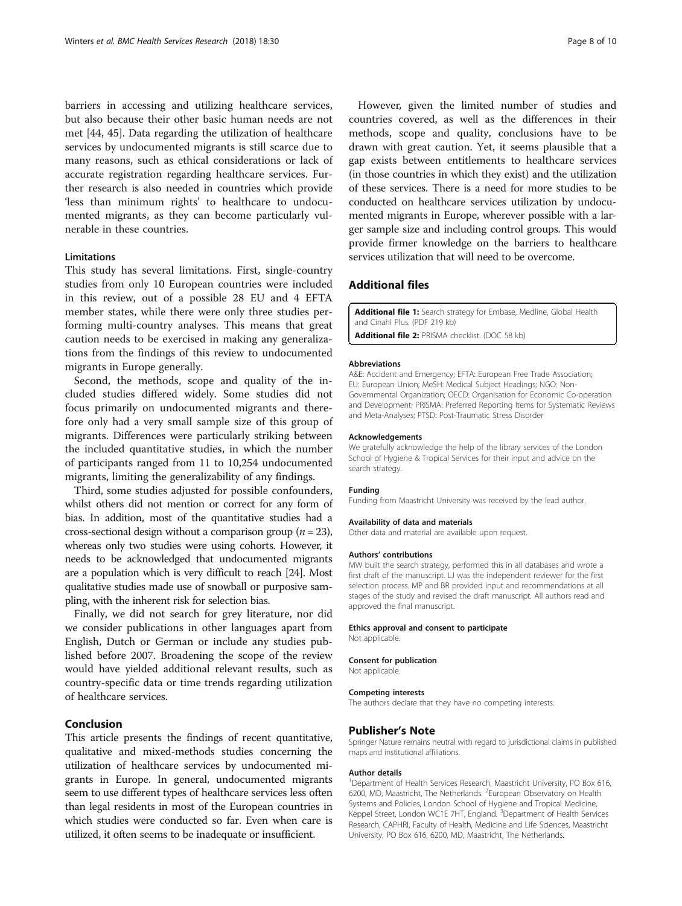barriers in accessing and utilizing healthcare services, but also because their other basic human needs are not met [44, 45]. Data regarding the utilization of healthcare services by undocumented migrants is still scarce due to many reasons, such as ethical considerations or lack of accurate registration regarding healthcare services. Further research is also needed in countries which provide 'less than minimum rights' to healthcare to undocumented migrants, as they can become particularly vulnerable in these countries.

### Limitations

This study has several limitations. First, single-country studies from only 10 European countries were included in this review, out of a possible 28 EU and 4 EFTA member states, while there were only three studies performing multi-country analyses. This means that great caution needs to be exercised in making any generalizations from the findings of this review to undocumented migrants in Europe generally.

Second, the methods, scope and quality of the included studies differed widely. Some studies did not focus primarily on undocumented migrants and therefore only had a very small sample size of this group of migrants. Differences were particularly striking between the included quantitative studies, in which the number of participants ranged from 11 to 10,254 undocumented migrants, limiting the generalizability of any findings.

Third, some studies adjusted for possible confounders, whilst others did not mention or correct for any form of bias. In addition, most of the quantitative studies had a cross-sectional design without a comparison group ($n = 23$), whereas only two studies were using cohorts. However, it needs to be acknowledged that undocumented migrants are a population which is very difficult to reach [24]. Most qualitative studies made use of snowball or purposive sampling, with the inherent risk for selection bias.

Finally, we did not search for grey literature, nor did we consider publications in other languages apart from English, Dutch or German or include any studies published before 2007. Broadening the scope of the review would have yielded additional relevant results, such as country-specific data or time trends regarding utilization of healthcare services.

## Conclusion

This article presents the findings of recent quantitative, qualitative and mixed-methods studies concerning the utilization of healthcare services by undocumented migrants in Europe. In general, undocumented migrants seem to use different types of healthcare services less often than legal residents in most of the European countries in which studies were conducted so far. Even when care is utilized, it often seems to be inadequate or insufficient.

However, given the limited number of studies and countries covered, as well as the differences in their methods, scope and quality, conclusions have to be drawn with great caution. Yet, it seems plausible that a gap exists between entitlements to healthcare services (in those countries in which they exist) and the utilization of these services. There is a need for more studies to be conducted on healthcare services utilization by undocumented migrants in Europe, wherever possible with a larger sample size and including control groups. This would provide firmer knowledge on the barriers to healthcare services utilization that will need to be overcome.

## Additional files

**Additional file 1:** Search strategy for Embase, Medline, Global Health and Cinahl Plus. (PDF 219 kb)

**Additional file 2:** PRISMA checklist. (DOC 58 kb)

#### Abbreviations

A&E: Accident and Emergency; EFTA: European Free Trade Association; EU: European Union; MeSH: Medical Subject Headings; NGO: Non-Governmental Organization; OECD: Organisation for Economic Co-operation and Development; PRISMA: Preferred Reporting Items for Systematic Reviews and Meta-Analyses; PTSD: Post-Traumatic Stress Disorder

#### Acknowledgements

We gratefully acknowledge the help of the library services of the London School of Hygiene & Tropical Services for their input and advice on the search strategy.

#### Funding

Funding from Maastricht University was received by the lead author.

#### Availability of data and materials

Other data and material are available upon request.

#### Authors' contributions

MW built the search strategy, performed this in all databases and wrote a first draft of the manuscript. LJ was the independent reviewer for the first selection process. MP and BR provided input and recommendations at all stages of the study and revised the draft manuscript. All authors read and approved the final manuscript.

#### Ethics approval and consent to participate

Not applicable.

#### Consent for publication

Not applicable.

#### Competing interests

The authors declare that they have no competing interests.

## Publisher's Note

Springer Nature remains neutral with regard to jurisdictional claims in published maps and institutional affiliations.

#### Author details

[1]Department of Health Services Research, Maastricht University, PO Box 616, 6200, MD, Maastricht, The Netherlands. [2]European Observatory on Health Systems and Policies, London School of Hygiene and Tropical Medicine, Keppel Street, London WC1E 7HT, England. [3]Department of Health Services Research, CAPHRI, Faculty of Health, Medicine and Life Sciences, Maastricht University, PO Box 616, 6200, MD, Maastricht, The Netherlands.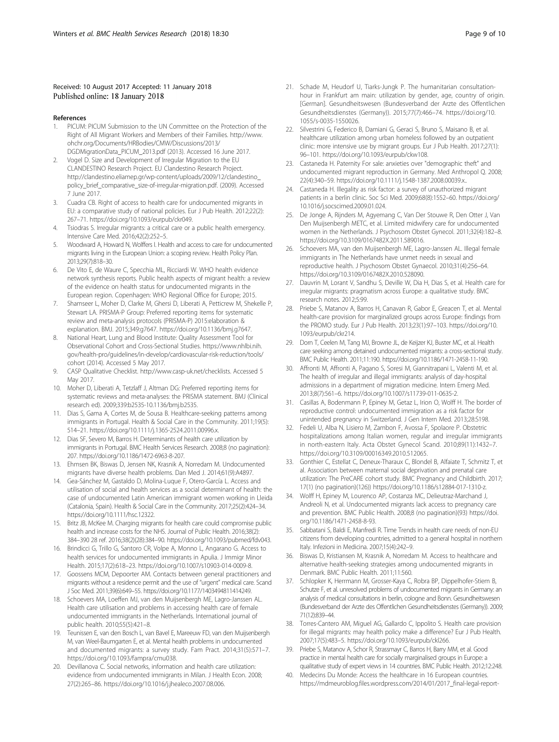Received: 10 August 2017 Accepted: 11 January 2018
Published online: 18 January 2018

## References

1. PICUM: PICUM Submission to the UN Committee on the Protection of the Right of All Migrant Workers and Members of their Families. http://www.ohchr.org/Documents/HRBodies/CMW/Discussions/2013/DGDMigrationData_PICUM_2013.pdf (2013). Accessed 16 June 2017.
2. Vogel D. Size and Development of Irregular Migration to the EU CLANDESTINO Research Project. EU Clandestino Research Project. http://clandestino.eliamep.gr/wp-content/uploads/2009/12/clandestino_policy_brief_comparative_size-of-irregular-migration.pdf. (2009). Accessed 7 June 2017.
3. Cuadra CB. Right of access to health care for undocumented migrants in EU: a comparative study of national policies. Eur J Pub Health. 2012;22(2): 267–71. https://doi.org/10.1093/eurpub/ckr049.
4. Tsiodras S. Irregular migrants: a critical care or a public health emergency. Intensive Care Med. 2016;42(2):252–5.
5. Woodward A, Howard N, Wolffers I. Health and access to care for undocumented migrants living in the European Union: a scoping review. Health Policy Plan. 2013;29(7):818–30.
6. De Vito E, de Waure C, Specchia ML, Ricciardi W. WHO health evidence network synthesis reports. Public health aspects of migrant health: a review of the evidence on health status for undocumented migrants in the European region. Copenhagen: WHO Regional Office for Europe; 2015.
7. Shamseer L, Moher D, Clarke M, Ghersi D, Liberati A, Petticrew M, Shekelle P, Stewart LA. PRISMA-P Group: Preferred reporting items for systematic review and meta-analysis protocols (PRISMA-P) 2015:elaboration & explanation. BMJ. 2015;349:g7647. https://doi.org/10.1136/bmj.g7647.
8. National Heart, Lung and Blood Institute: Quality Assessment Tool for Observational Cohort and Cross-Sectional Studies. https://www.nhlbi.nih.gov/health-pro/guidelines/in-develop/cardiovascular-risk-reduction/tools/cohort (2014). Accessed 5 May 2017.
9. CASP Qualitative Checklist. http://www.casp-uk.net/checklists. Accessed 5 May 2017.
10. Moher D, Liberati A, Tetzlaff J, Altman DG: Preferred reporting items for systematic reviews and meta-analyses: the PRISMA statement. BMJ (Clinical research ed). 2009;339:b2535-10.1136/bmj.b2535.
11. Dias S, Gama A, Cortes M, de Sousa B. Healthcare-seeking patterns among immigrants in Portugal. Health & Social Care in the Community. 2011;19(5): 514–21. https://doi.org/10.1111/j.1365-2524.2011.00996.x.
12. Dias SF, Severo M, Barros H. Determinants of health care utilization by immigrants in Portugal. BMC Health Services Research. 2008;8 (no pagination): 207. https://doi.org/10.1186/1472-6963-8-207.
13. Ehmsen BK, Biswas D, Jensen NK, Krasnik A, Norredam M. Undocumented migrants have diverse health problems. Dan Med J. 2014;61(9):A4897.
14. Gea-Sánchez M, Gastaldo D, Molina-Luque F, Otero-García L. Access and utilisation of social and health services as a social determinant of health: the case of undocumented Latin American immigrant women working in Lleida (Catalonia, Spain). Health & Social Care in the Community. 2017;25(2):424–34. https://doi.org/10.1111/hsc.12322.
15. Britz JB, McKee M. Charging migrants for health care could compromise public health and increase costs for the NHS. Journal of Public Health. 2016;38(2): 384–390 28 ref. 2016;38(2)(28):384–90. https://doi.org/10.1093/pubmed/fdv043.
16. Brindicci G, Trillo G, Santoro CR, Volpe A, Monno L, Angarano G. Access to health services for undocumented immigrants in Apulia. J Immigr Minor Health. 2015;17(2):618–23. https://doi.org/10.1007/s10903-014-0009-8.
17. Goossens MCM, Depoorter AM. Contacts between general practitioners and migrants without a residence permit and the use of "urgent" medical care. Scand J Soc Med. 2011;39(6):649–55. https://doi.org/10.1177/1403494811414249.
18. Schoevers MA, Loeffen MJ, van den Muijsenbergh ME, Lagro-Janssen AL. Health care utilisation and problems in accessing health care of female undocumented immigrants in the Netherlands. International journal of public health. 2010;55(5):421–8.
19. Teunissen E, van den Bosch L, van Bavel E, Mareeuw FD, van den Muijsenbergh M, van Weel-Baumgarten E, et al. Mental health problems in undocumented and documented migrants: a survey study. Fam Pract. 2014;31(5):571–7. https://doi.org/10.1093/fampra/cmu038.
20. Devillanova C. Social networks, information and health care utilization: evidence from undocumented immigrants in Milan. J Health Econ. 2008; 27(2):265–86. https://doi.org/10.1016/j.jhealeco.2007.08.006.
21. Schade M, Heudorf U, Tiarks-Jungk P. The humanitarian consultation-hour in Frankfurt am main: utilization by gender, age, country of origin. [German]. Gesundheitswesen (Bundesverband der Arzte des Offentlichen Gesundheitsdienstes (Germany)). 2015;77(7):466–74. https://doi.org/10.1055/s-0035-1550026.
22. Silvestrini G, Federico B, Damiani G, Geraci S, Bruno S, Maisano B, et al. healthcare utilization among urban homeless followed by an outpatient clinic: more intensive use by migrant groups. Eur J Pub Health. 2017;27(1): 96–101. https://doi.org/10.1093/eurpub/ckw108.
23. Castaneda H. Paternity For sale: anxieties over "demographic theft" and undocumented migrant reproduction in Germany. Med Anthropol Q. 2008; 22(4):340–59. https://doi.org/10.1111/j.1548-1387.2008.00039.x..
24. Castaneda H. Illegality as risk factor: a survey of unauthorized migrant patients in a berlin clinic. Soc Sci Med. 2009;68(8):1552–60. https://doi.org/10.1016/j.socscimed.2009.01.024.
25. De Jonge A, Rijnders M, Agyemang C, Van Der Stouwe R, Den Otter J, Van Den Muijsenbergh METC, et al. Limited midwifery care for undocumented women in the Netherlands. J Psychosom Obstet Gynecol. 2011;32(4):182–8. https://doi.org/10.3109/0167482X.2011.589016.
26. Schoevers MA, van den Muijsenbergh ME, Lagro-Janssen AL. Illegal female immigrants in The Netherlands have unmet needs in sexual and reproductive health. J Psychosom Obstet Gynaecol. 2010;31(4):256–64. https://doi.org/10.3109/0167482X.2010.528090.
27. Dauvrin M, Lorant V, Sandhu S, Deville W, Dia H, Dias S, et al. Health care for irregular migrants: pragmatism across Europe: a qualitative study. BMC research notes. 2012;5:99.
28. Priebe S, Matanov A, Barros H, Canavan R, Gabor E, Greacen T, et al. Mental health-care provision for marginalized groups across Europe: findings from the PROMO study. Eur J Pub Health. 2013;23(1):97–103. https://doi.org/10.1093/eurpub/ckr214.
29. Dorn T, Ceelen M, Tang MJ, Browne JL, de Keijzer KJ, Buster MC, et al. Health care seeking among detained undocumented migrants: a cross-sectional study. BMC Public Health. 2011;11:190. https://doi.org/10.1186/1471-2458-11-190.
30. Affronti M, Affronti A, Pagano S, Soresi M, Giannitrapani L, Valenti M, et al. The health of irregular and illegal immigrants: analysis of day-hospital admissions in a department of migration medicine. Intern Emerg Med. 2013;8(7):561–6. https://doi.org/10.1007/s11739-011-0635-2.
31. Casillas A, Bodenmann P, Epiney M, Getaz L, Irion O, Wolff H. The border of reproductive control: undocumented immigration as a risk factor for unintended pregnancy in Switzerland. J Gen Intern Med. 2013;28:S198.
32. Fedeli U, Alba N, Lisiero M, Zambon F, Avossa F, Spolaore P. Obstetric hospitalizations among Italian women, regular and irregular immigrants in north-eastern Italy. Acta Obstet Gynecol Scand. 2010;89(11):1432–7. https://doi.org/10.3109/00016349.2010.512065.
33. Gonthier C, Estellat C, Deneux-Tharaux C, Blondel B, Alfaiate T, Schmitz T, et al. Association between maternal social deprivation and prenatal care utilization: The PreCARE cohort study. BMC Pregnancy and Childbirth. 2017; 17(1) (no pagination)(126)) https://doi.org/10.1186/s12884-017-1310-z.
34. Wolff H, Epiney M, Lourenco AP, Costanza MC, Delieutraz-Marchand J, Andreoli N, et al. Undocumented migrants lack access to pregnancy care and prevention. BMC Public Health. 2008;8 (no pagination)(93) https://doi.org/10.1186/1471-2458-8-93.
35. Sabbatani S, Baldi E, Manfredi R. Time Trends in health care needs of non-EU citizens from developing countries, admitted to a general hospital in northern Italy. Infezioni in Medicina. 2007;15(4):242–9.
36. Biswas D, Kristiansen M, Krasnik A, Norredam M. Access to healthcare and alternative health-seeking strategies among undocumented migrants in Denmark. BMC Public Health. 2011;11:560.
37. Schlopker K, Herrmann M, Grosser-Kaya C, Robra BP, Dippelhofer-Stiem B, Schutze F, et al. unresolved problems of undocumented migrants in Germany: an analysis of medical consultations in berlin, cologne and Bonn. Gesundheitswesen (Bundesverband der Arzte des Offentlichen Gesundheitsdienstes (Germany)). 2009; 71(12):839–44.
38. Torres-Cantero AM, Miguel AG, Gallardo C, Ippolito S. Health care provision for illegal migrants: may health policy make a difference? Eur J Pub Health. 2007;17(5):483–5. https://doi.org/10.1093/eurpub/ckl266.
39. Priebe S, Matanov A, Schor R, Strassmayr C, Barros H, Barry MM, et al. Good practice in mental health care for socially marginalised groups in Europe: a qualitative study of expert views in 14 countries. BMC Public Health. 2012;12:248.
40. Medecins Du Monde: Access the healthcare in 16 European countries. https://mdmeuroblog.files.wordpress.com/2014/01/2017_final-legal-report-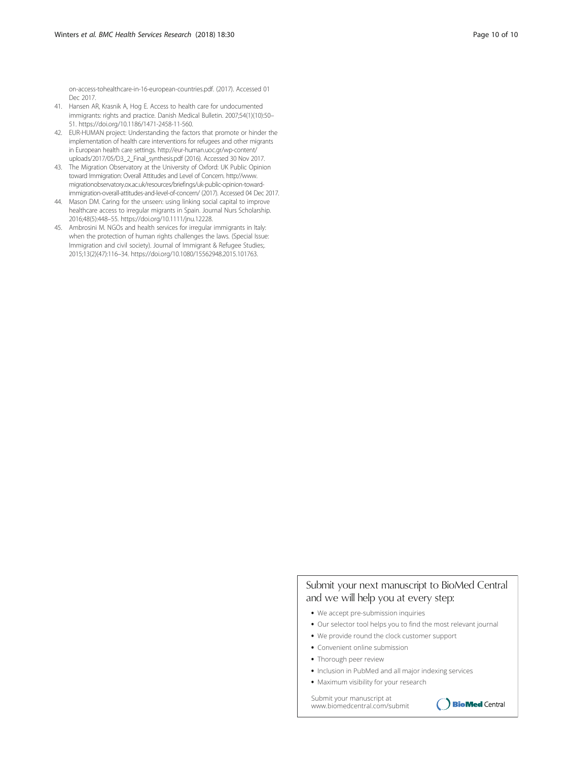on-access-tohealthcare-in-16-european-countries.pdf. (2017). Accessed 01 Dec 2017.

41. Hansen AR, Krasnik A, Hog E. Access to health care for undocumented immigrants: rights and practice. Danish Medical Bulletin. 2007;54(1)(10):50–51. https://doi.org/10.1186/1471-2458-11-560.
42. EUR-HUMAN project: Understanding the factors that promote or hinder the implementation of health care interventions for refugees and other migrants in European health care settings. http://eur-human.uoc.gr/wp-content/uploads/2017/05/D3_2_Final_synthesis.pdf (2016). Accessed 30 Nov 2017.
43. The Migration Observatory at the University of Oxford: UK Public Opinion toward Immigration: Overall Attitudes and Level of Concern. http://www.migrationobservatory.ox.ac.uk/resources/briefings/uk-public-opinion-toward-immigration-overall-attitudes-and-level-of-concern/ (2017). Accessed 04 Dec 2017.
44. Mason DM. Caring for the unseen: using linking social capital to improve healthcare access to irregular migrants in Spain. Journal Nurs Scholarship. 2016;48(5):448–55. https://doi.org/10.1111/jnu.12228.
45. Ambrosini M. NGOs and health services for irregular immigrants in Italy: when the protection of human rights challenges the laws. (Special Issue: Immigration and civil society). Journal of Immigrant & Refugee Studies;. 2015;13(2)(47):116–34. https://doi.org/10.1080/15562948.2015.101763.

Submit your next manuscript to BioMed Central and we will help you at every step:

- We accept pre-submission inquiries
- Our selector tool helps you to find the most relevant journal
- We provide round the clock customer support
- Convenient online submission
- Thorough peer review
- Inclusion in PubMed and all major indexing services
- Maximum visibility for your research

Submit your manuscript at www.biomedcentral.com/submit

BioMed Central